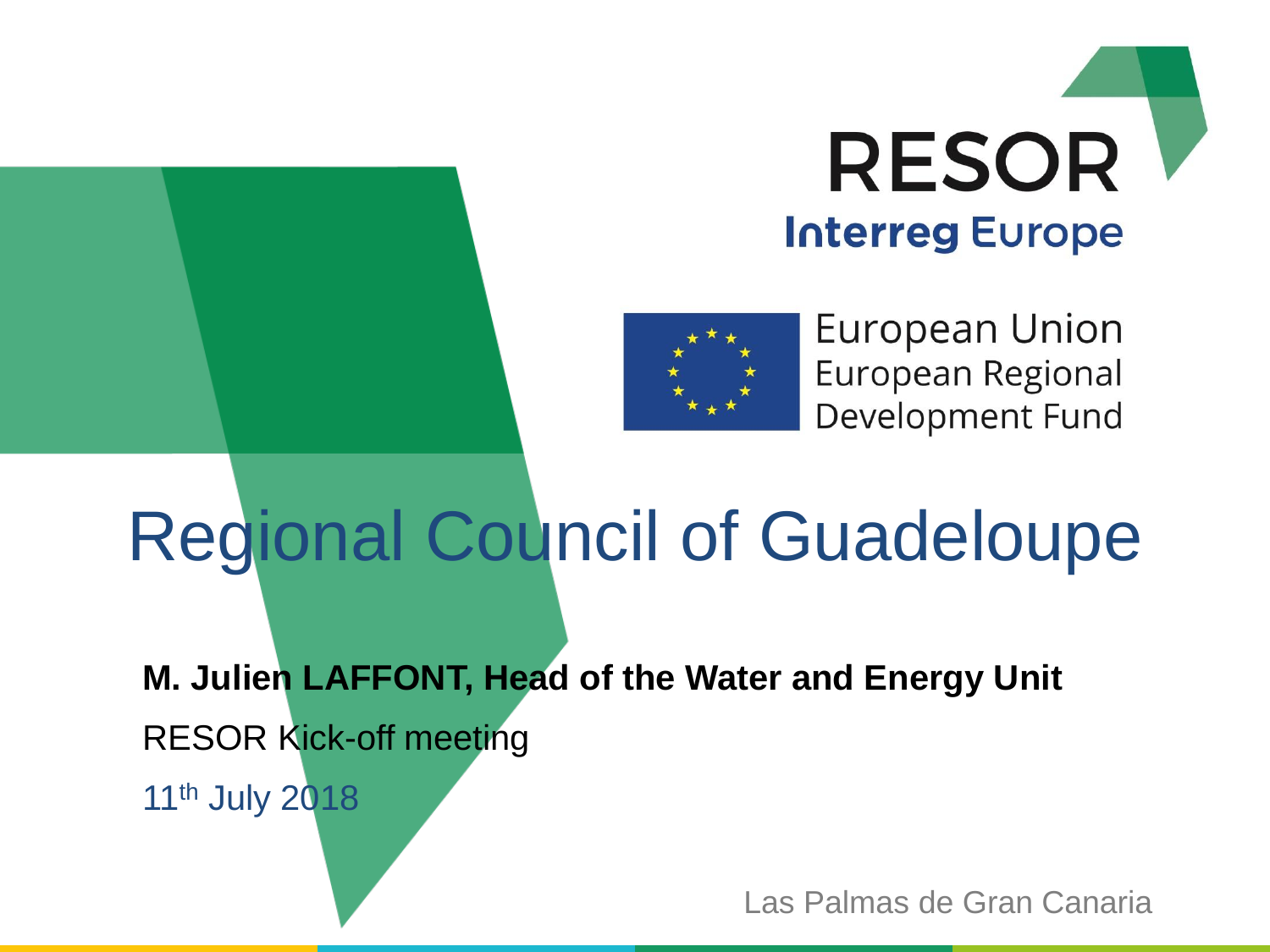RESOR

Interreg Europe

European Union
European Regional
Development Fund

# Regional Council of Guadeloupe

**M. Julien LAFFONT, Head of the Water and Energy Unit**

RESOR Kick-off meeting

11th July 2018

Las Palmas de Gran Canaria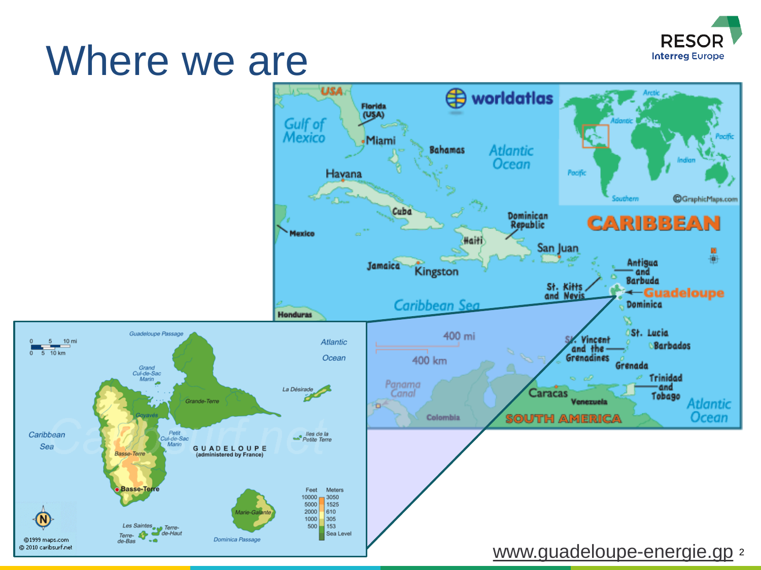# Where we are

www.guadeloupe-energie.gp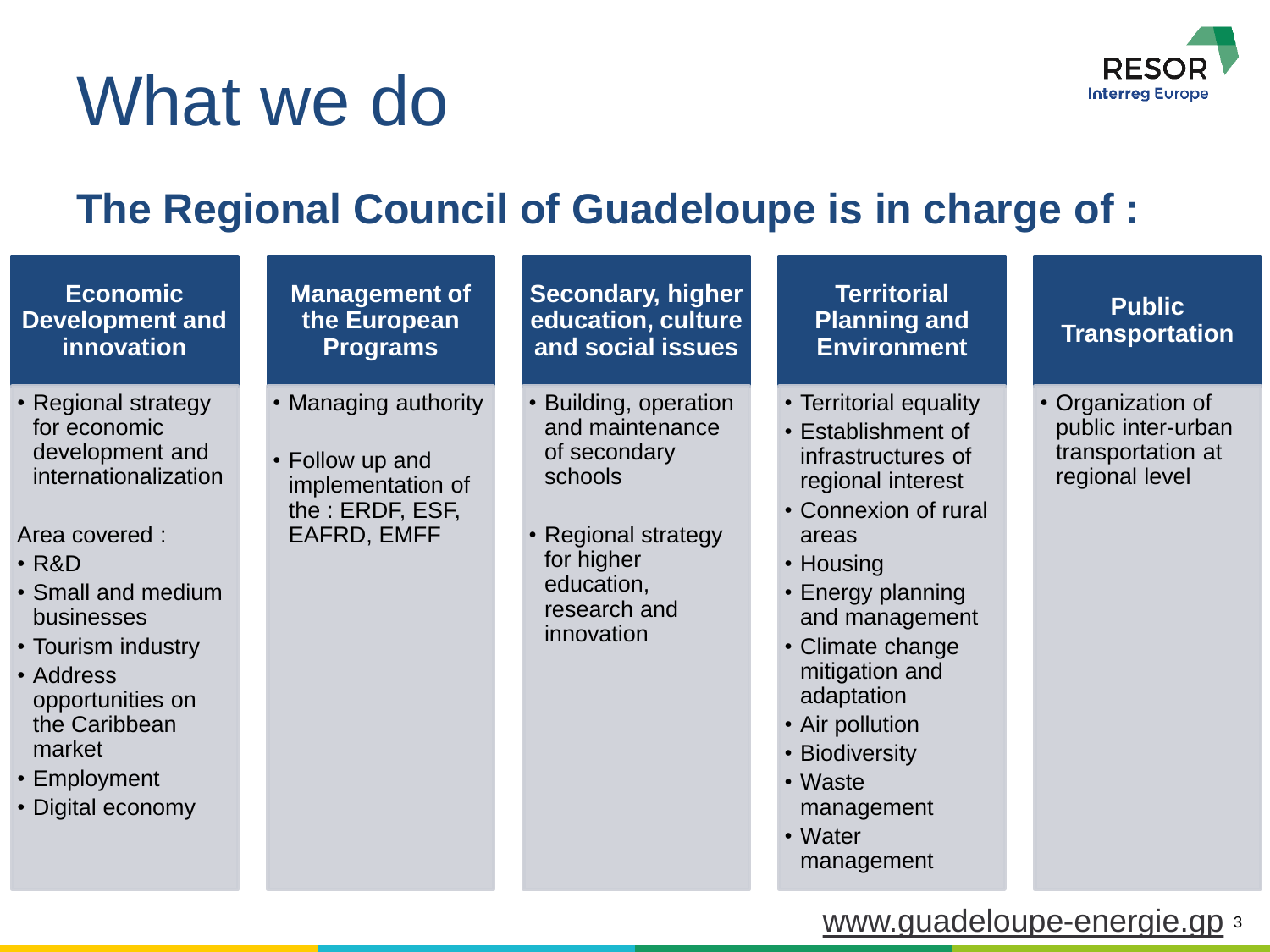# What we do

## The Regional Council of Guadeloupe is in charge of :

### Economic Development and innovation

- Regional strategy for economic development and internationalization

Area covered :

- R&D
- Small and medium businesses
- Tourism industry
- Address opportunities on the Caribbean market
- Employment
- Digital economy

### Management of the European Programs

- Managing authority
- Follow up and implementation of the : ERDF, ESF, EAFRD, EMFF

### Secondary, higher education, culture and social issues

- Building, operation and maintenance of secondary schools
- Regional strategy for higher education, research and innovation

### Territorial Planning and Environment

- Territorial equality
- Establishment of infrastructures of regional interest
- Connexion of rural areas
- Housing
- Energy planning and management
- Climate change mitigation and adaptation
- Air pollution
- Biodiversity
- Waste management
- Water management

### Public Transportation

- Organization of public inter-urban transportation at regional level

www.guadeloupe-energie.gp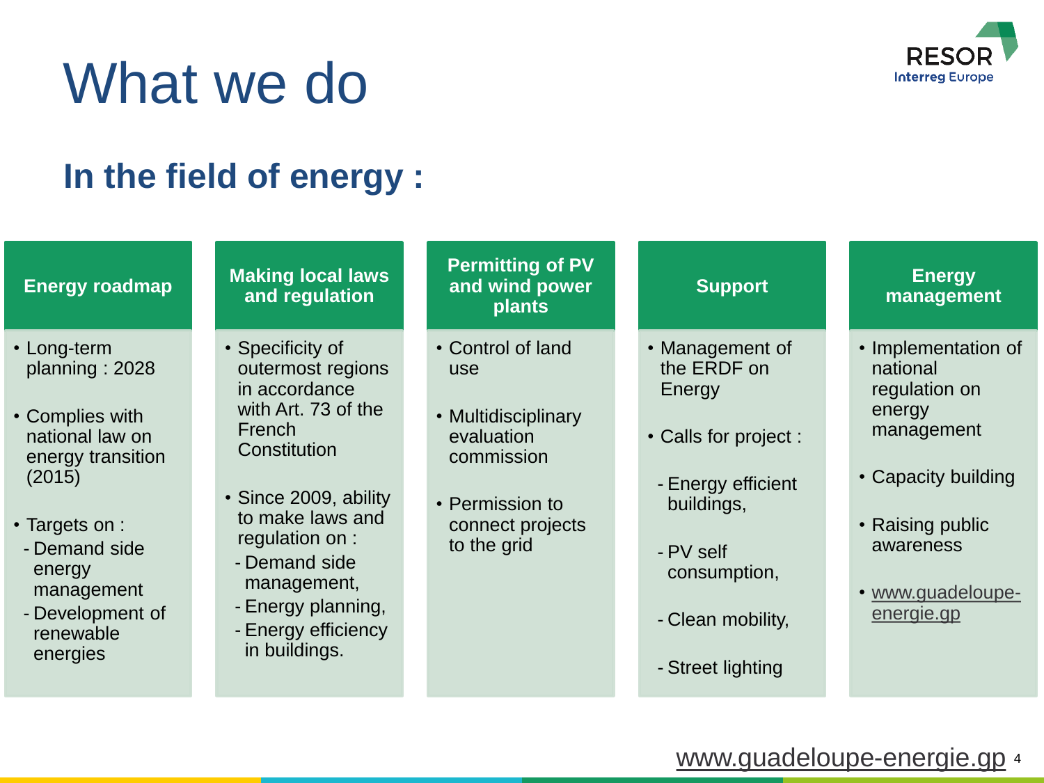# What we do

RESOR
Interreg Europe

## In the field of energy :

### Energy roadmap

- Long-term planning : 2028
- Complies with national law on energy transition (2015)
- Targets on :
  - Demand side energy management
  - Development of renewable energies

### Making local laws and regulation

- Specificity of outermost regions in accordance with Art. 73 of the French Constitution
- Since 2009, ability to make laws and regulation on :
  - Demand side management,
  - Energy planning,
  - Energy efficiency in buildings.

### Permitting of PV and wind power plants

- Control of land use
- Multidisciplinary evaluation commission
- Permission to connect projects to the grid

### Support

- Management of the ERDF on Energy
- Calls for project :
  - Energy efficient buildings,
  - PV self consumption,
  - Clean mobility,
  - Street lighting

### Energy management

- Implementation of national regulation on energy management
- Capacity building
- Raising public awareness
- www.guadeloupe-energie.gp

www.guadeloupe-energie.gp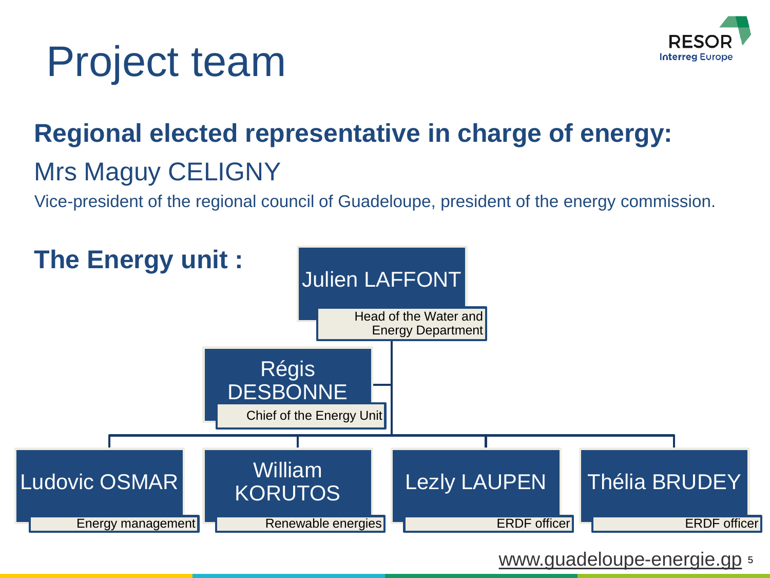# Project team

**Regional elected representative in charge of energy:**

Mrs Maguy CELIGNY

Vice-president of the regional council of Guadeloupe, president of the energy commission.

**The Energy unit :**

- **Julien LAFFONT** – Head of the Water and Energy Department
  - **Régis DESBONNE** – Chief of the Energy Unit
  - **Ludovic OSMAR** – Energy management
  - **William KORUTOS** – Renewable energies
  - **Lezly LAUPEN** – ERDF officer
  - **Thélia BRUDEY** – ERDF officer

www.guadeloupe-energie.gp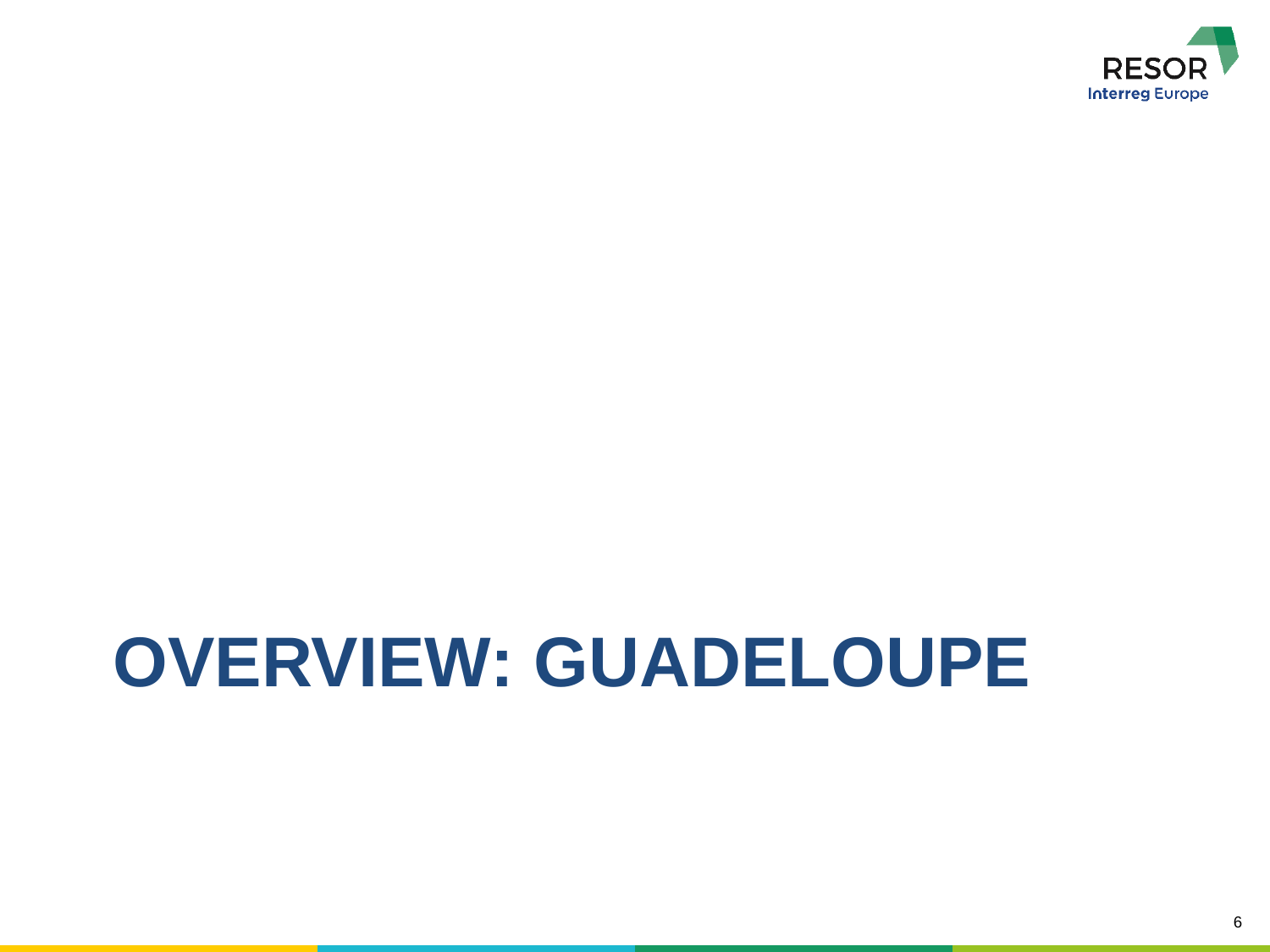# OVERVIEW: GUADELOUPE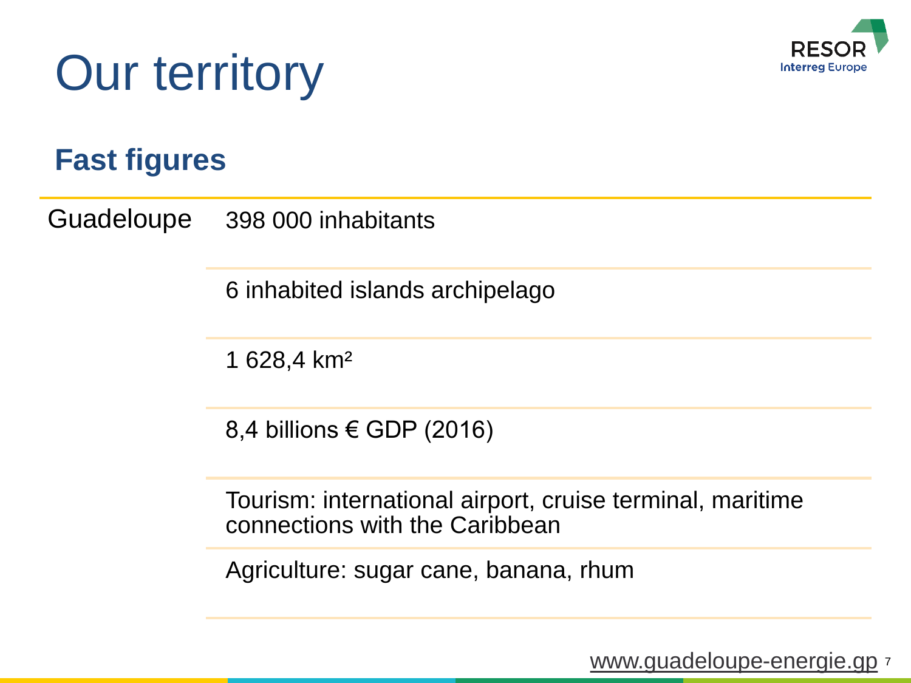# Our territory

RESOR
Interreg Europe

## Fast figures

| Guadeloupe | 398 000 inhabitants |
| --- | --- |
| | 6 inhabited islands archipelago |
| | 1 628,4 km² |
| | 8,4 billions € GDP (2016) |
| | Tourism: international airport, cruise terminal, maritime connections with the Caribbean |
| | Agriculture: sugar cane, banana, rhum |

www.guadeloupe-energie.gp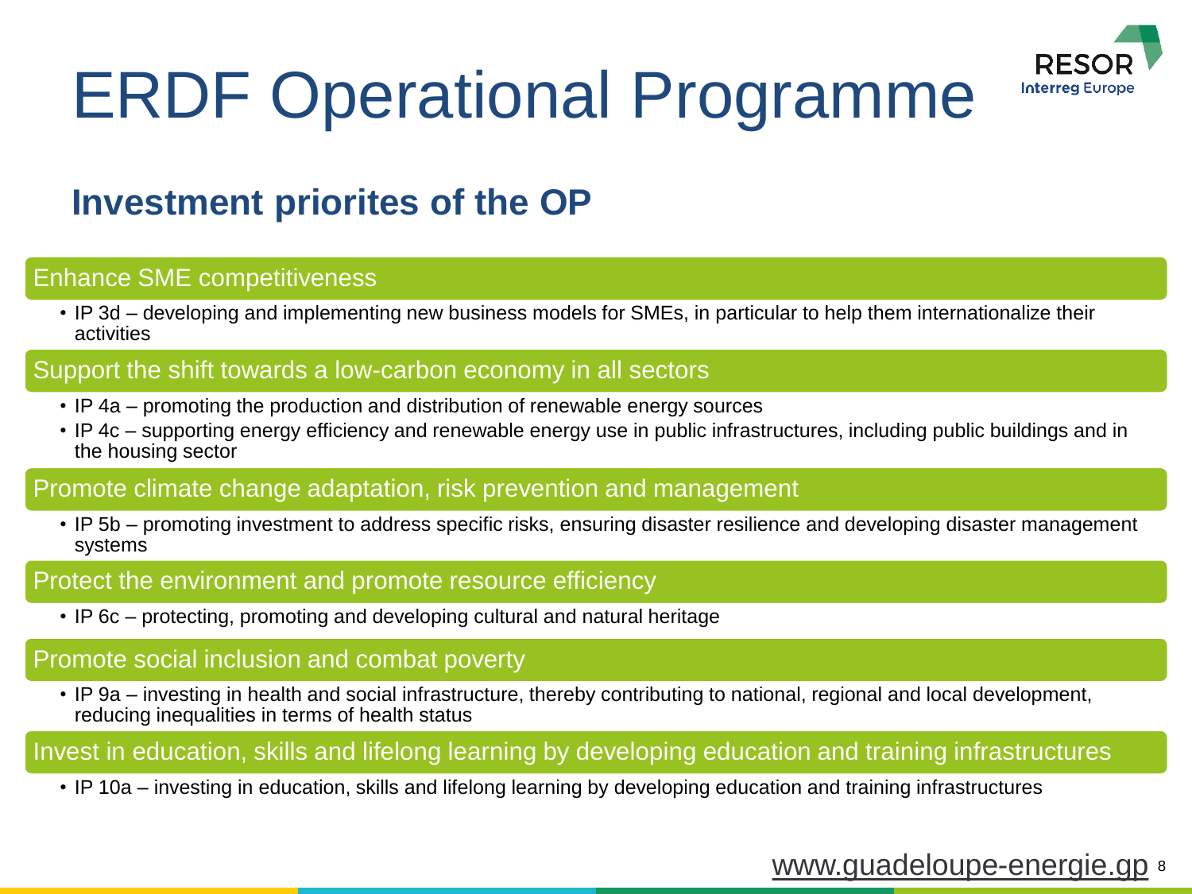# ERDF Operational Programme

## Investment priorites of the OP

### Enhance SME competitiveness

- IP 3d – developing and implementing new business models for SMEs, in particular to help them internationalize their activities

### Support the shift towards a low-carbon economy in all sectors

- IP 4a – promoting the production and distribution of renewable energy sources
- IP 4c – supporting energy efficiency and renewable energy use in public infrastructures, including public buildings and in the housing sector

### Promote climate change adaptation, risk prevention and management

- IP 5b – promoting investment to address specific risks, ensuring disaster resilience and developing disaster management systems

### Protect the environment and promote resource efficiency

- IP 6c – protecting, promoting and developing cultural and natural heritage

### Promote social inclusion and combat poverty

- IP 9a – investing in health and social infrastructure, thereby contributing to national, regional and local development, reducing inequalities in terms of health status

### Invest in education, skills and lifelong learning by developing education and training infrastructures

- IP 10a – investing in education, skills and lifelong learning by developing education and training infrastructures

www.guadeloupe-energie.gp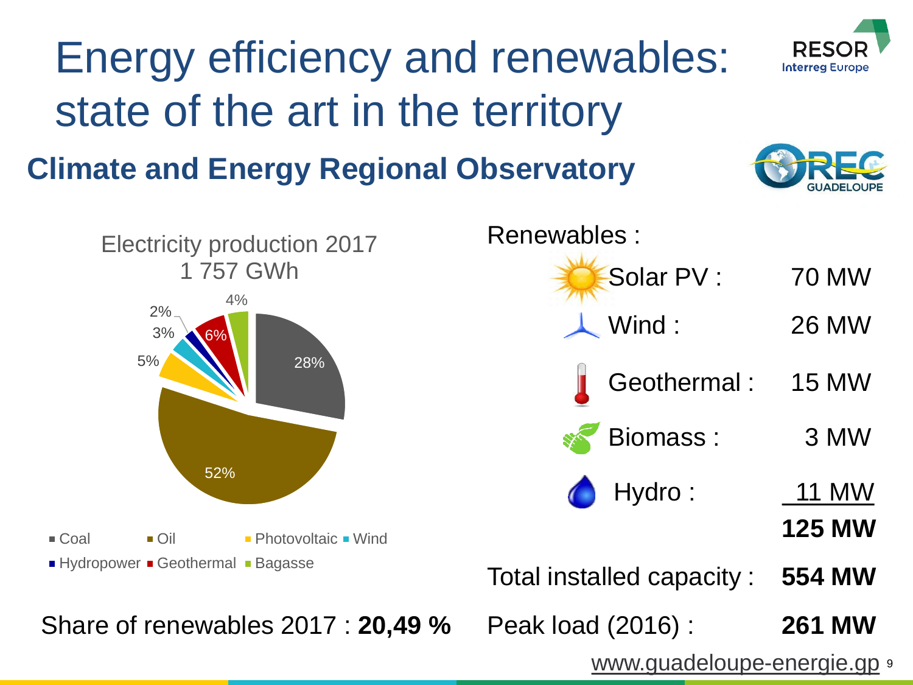# Energy efficiency and renewables: state of the art in the territory

## Climate and Energy Regional Observatory

Electricity production 2017
1 757 GWh

| Source | Share |
| --- | --- |
| Coal | 28% |
| Oil | 52% |
| Photovoltaic | 5% |
| Wind | 3% |
| Hydropower | 2% |
| Geothermal | 6% |
| Bagasse | 4% |

Share of renewables 2017 : **20,49 %**

Renewables :

| | |
| --- | --- |
| Solar PV : | 70 MW |
| Wind : | 26 MW |
| Geothermal : | 15 MW |
| Biomass : | 3 MW |
| Hydro : | 11 MW |
| | **125 MW** |
| Total installed capacity : | **554 MW** |
| Peak load (2016) : | **261 MW** |

www.guadeloupe-energie.gp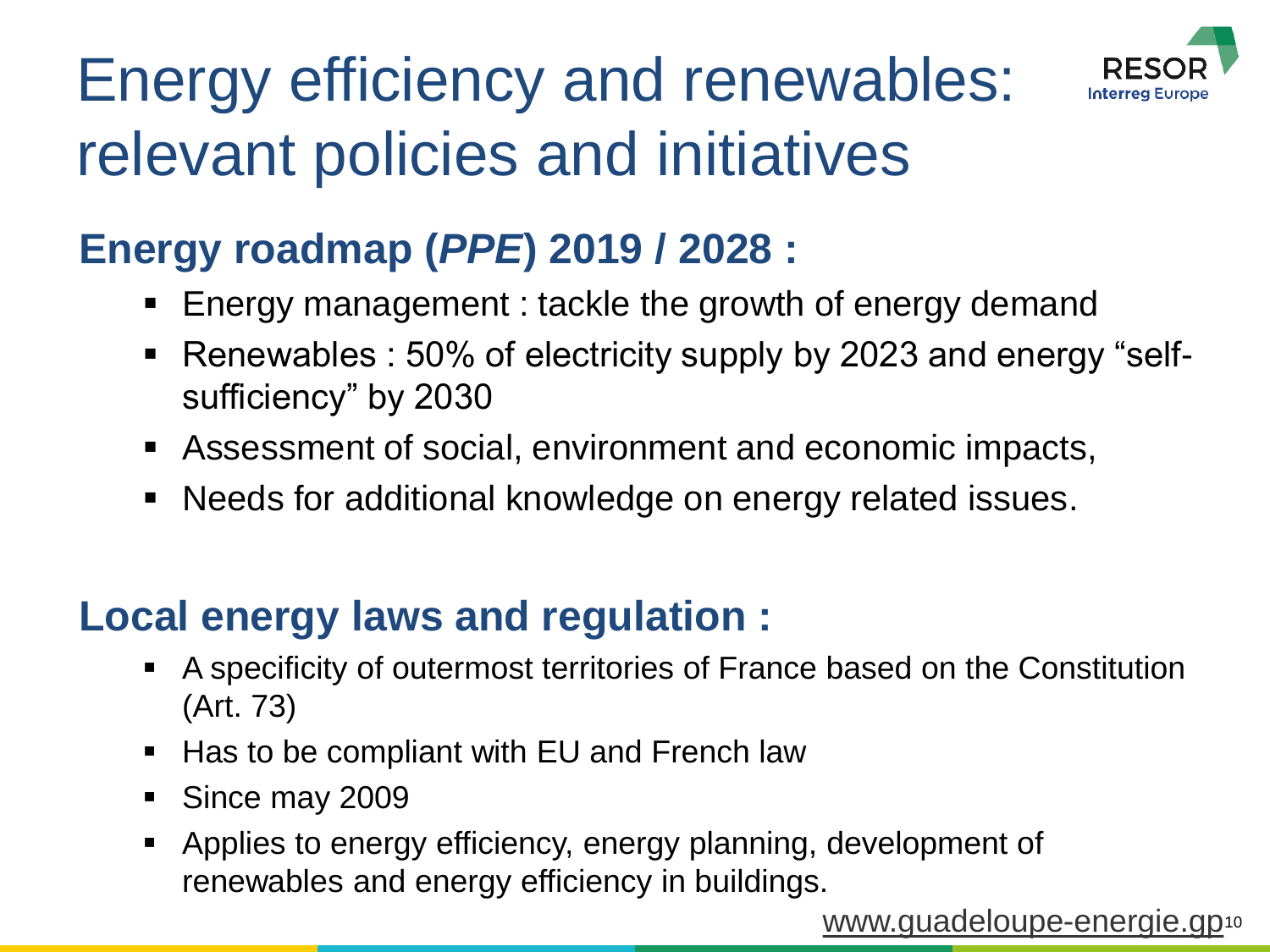# Energy efficiency and renewables: relevant policies and initiatives

## Energy roadmap (*PPE*) 2019 / 2028 :

- Energy management : tackle the growth of energy demand
- Renewables : 50% of electricity supply by 2023 and energy "self-sufficiency" by 2030
- Assessment of social, environment and economic impacts,
- Needs for additional knowledge on energy related issues.

## Local energy laws and regulation :

- A specificity of outermost territories of France based on the Constitution (Art. 73)
- Has to be compliant with EU and French law
- Since may 2009
- Applies to energy efficiency, energy planning, development of renewables and energy efficiency in buildings.

www.guadeloupe-energie.gp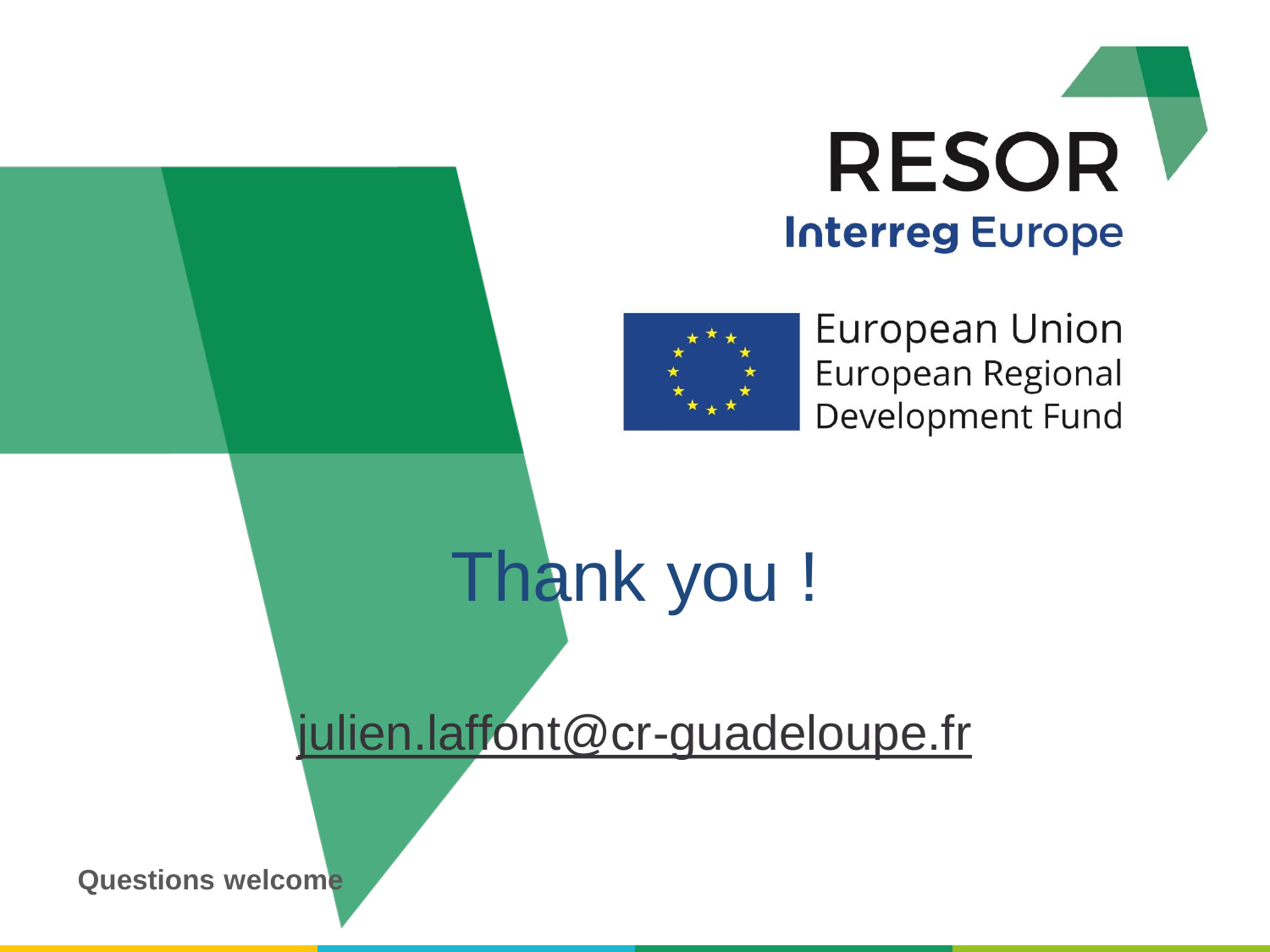RESOR

Interreg Europe

European Union
European Regional
Development Fund

# Thank you !

julien.laffont@cr-guadeloupe.fr

**Questions welcome**